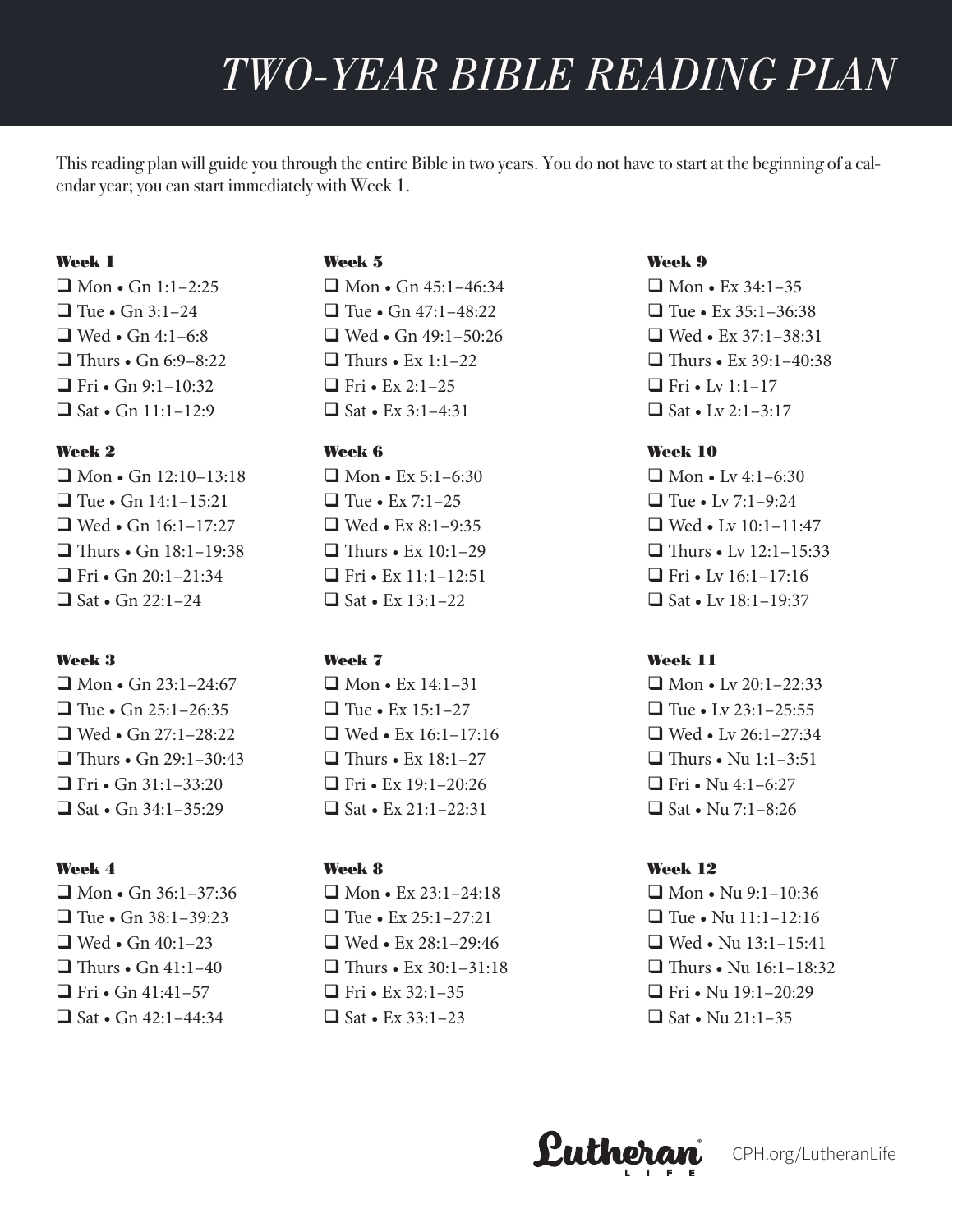# *TWO-YEAR BIBLE READING PLAN*

This reading plan will guide you through the entire Bible in two years. You do not have to start at the beginning of a calendar year; you can start immediately with Week 1.

**Week 1**

- ❑ Mon • Gn 1:1–2:25
- ❑ Tue • Gn 3:1–24
- ❑ Wed • Gn 4:1–6:8
- ❑ Thurs • Gn 6:9–8:22
- ❑ Fri • Gn 9:1–10:32
- ❑ Sat • Gn 11:1–12:9

**Week 2**

- ❑ Mon • Gn 12:10–13:18
- ❑ Tue • Gn 14:1–15:21
- ❑ Wed • Gn 16:1–17:27
- ❑ Thurs • Gn 18:1–19:38
- ❑ Fri • Gn 20:1–21:34
- ❑ Sat • Gn 22:1–24

**Week 3**

- ❑ Mon • Gn 23:1–24:67
- ❑ Tue • Gn 25:1–26:35
- ❑ Wed • Gn 27:1–28:22
- ❑ Thurs • Gn 29:1–30:43
- ❑ Fri • Gn 31:1–33:20
- ❑ Sat • Gn 34:1–35:29

**Week 4**

- ❑ Mon • Gn 36:1–37:36
- ❑ Tue • Gn 38:1–39:23
- ❑ Wed • Gn 40:1–23
- ❑ Thurs • Gn 41:1–40
- ❑ Fri • Gn 41:41–57
- ❑ Sat • Gn 42:1–44:34

**Week 5**

- ❑ Mon • Gn 45:1–46:34
- ❑ Tue • Gn 47:1–48:22
- ❑ Wed • Gn 49:1–50:26
- ❑ Thurs • Ex 1:1–22
- ❑ Fri • Ex 2:1–25
- ❑ Sat • Ex 3:1–4:31

**Week 6**

- ❑ Mon • Ex 5:1–6:30
- ❑ Tue • Ex 7:1–25
- ❑ Wed • Ex 8:1–9:35
- ❑ Thurs • Ex 10:1–29
- ❑ Fri • Ex 11:1–12:51
- ❑ Sat • Ex 13:1–22

**Week 7**

- ❑ Mon • Ex 14:1–31
- ❑ Tue • Ex 15:1–27
- ❑ Wed • Ex 16:1–17:16
- ❑ Thurs • Ex 18:1–27
- ❑ Fri • Ex 19:1–20:26
- ❑ Sat • Ex 21:1–22:31

**Week 8**

- ❑ Mon • Ex 23:1–24:18
- ❑ Tue • Ex 25:1–27:21
- ❑ Wed • Ex 28:1–29:46
- ❑ Thurs • Ex 30:1–31:18
- ❑ Fri • Ex 32:1–35
- ❑ Sat • Ex 33:1–23

**Week 9**

- ❑ Mon • Ex 34:1–35
- ❑ Tue • Ex 35:1–36:38
- ❑ Wed • Ex 37:1–38:31
- ❑ Thurs • Ex 39:1–40:38
- ❑ Fri • Lv 1:1–17
- ❑ Sat • Lv 2:1–3:17

**Week 10**

- ❑ Mon • Lv 4:1–6:30
- ❑ Tue • Lv 7:1–9:24
- ❑ Wed • Lv 10:1–11:47
- ❑ Thurs • Lv 12:1–15:33
- ❑ Fri • Lv 16:1–17:16
- ❑ Sat • Lv 18:1–19:37

**Week 11**

- ❑ Mon • Lv 20:1–22:33
- ❑ Tue • Lv 23:1–25:55
- ❑ Wed • Lv 26:1–27:34
- ❑ Thurs • Nu 1:1–3:51
- ❑ Fri • Nu 4:1–6:27
- ❑ Sat • Nu 7:1–8:26

**Week 12**

- ❑ Mon • Nu 9:1–10:36
- ❑ Tue • Nu 11:1–12:16
- ❑ Wed • Nu 13:1–15:41
- ❑ Thurs • Nu 16:1–18:32
- ❑ Fri • Nu 19:1–20:29
- ❑ Sat • Nu 21:1–35

Lutheran LIFE CPH.org/LutheranLife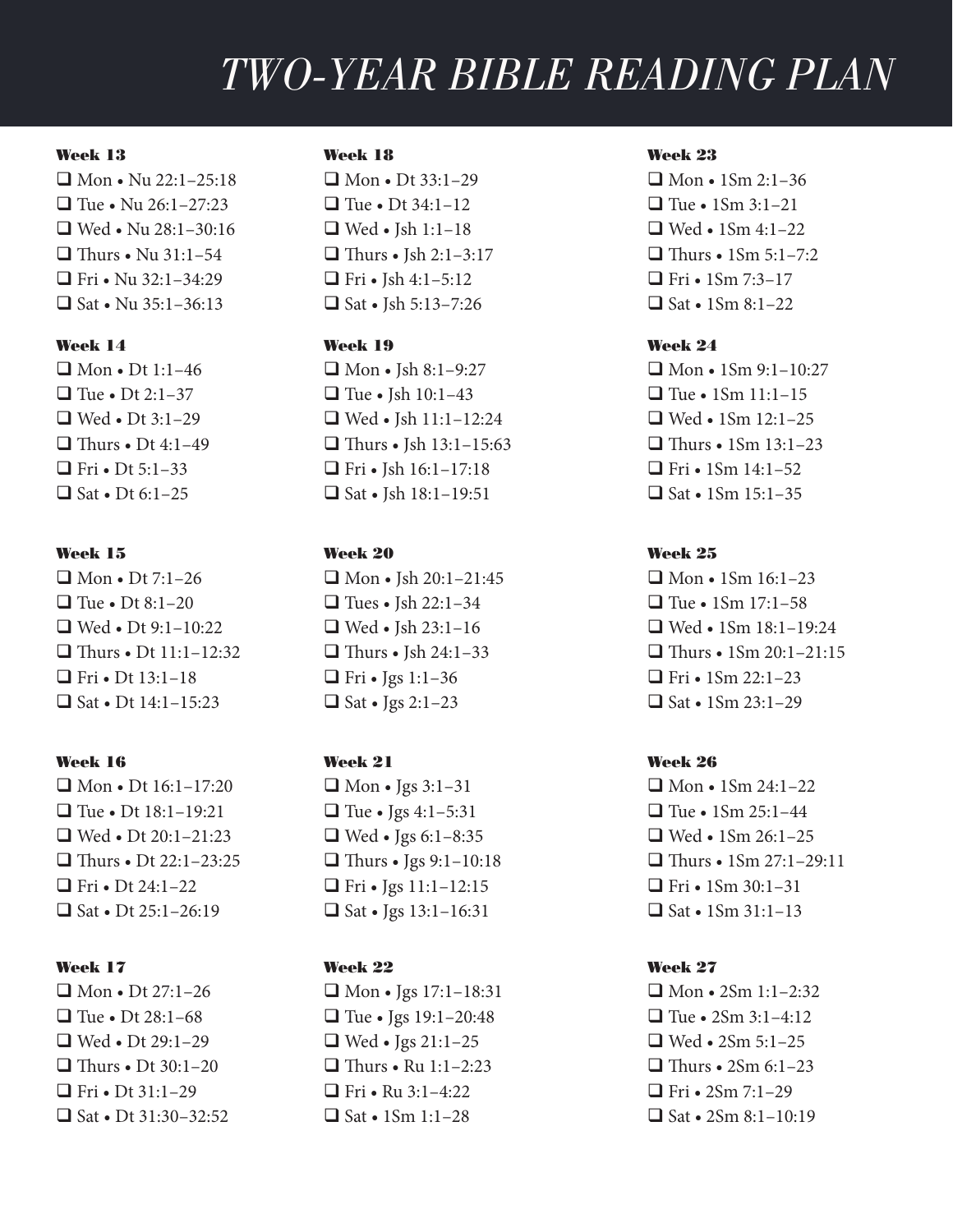# TWO-YEAR BIBLE READING PLAN

**Week 13**

- ❑ Mon • Nu 22:1–25:18
- ❑ Tue • Nu 26:1–27:23
- ❑ Wed • Nu 28:1–30:16
- ❑ Thurs • Nu 31:1–54
- ❑ Fri • Nu 32:1–34:29
- ❑ Sat • Nu 35:1–36:13

**Week 14**

- ❑ Mon • Dt 1:1–46
- ❑ Tue • Dt 2:1–37
- ❑ Wed • Dt 3:1–29
- ❑ Thurs • Dt 4:1–49
- ❑ Fri • Dt 5:1–33
- ❑ Sat • Dt 6:1–25

**Week 15**

- ❑ Mon • Dt 7:1–26
- ❑ Tue • Dt 8:1–20
- ❑ Wed • Dt 9:1–10:22
- ❑ Thurs • Dt 11:1–12:32
- ❑ Fri • Dt 13:1–18
- ❑ Sat • Dt 14:1–15:23

**Week 16**

- ❑ Mon • Dt 16:1–17:20
- ❑ Tue • Dt 18:1–19:21
- ❑ Wed • Dt 20:1–21:23
- ❑ Thurs • Dt 22:1–23:25
- ❑ Fri • Dt 24:1–22
- ❑ Sat • Dt 25:1–26:19

**Week 17**

- ❑ Mon • Dt 27:1–26
- ❑ Tue • Dt 28:1–68
- ❑ Wed • Dt 29:1–29
- ❑ Thurs • Dt 30:1–20
- ❑ Fri • Dt 31:1–29
- ❑ Sat • Dt 31:30–32:52

**Week 18**

- ❑ Mon • Dt 33:1–29
- ❑ Tue • Dt 34:1–12
- ❑ Wed • Jsh 1:1–18
- ❑ Thurs • Jsh 2:1–3:17
- ❑ Fri • Jsh 4:1–5:12
- ❑ Sat • Jsh 5:13–7:26

**Week 19**

- ❑ Mon • Jsh 8:1–9:27
- ❑ Tue • Jsh 10:1–43
- ❑ Wed • Jsh 11:1–12:24
- ❑ Thurs • Jsh 13:1–15:63
- ❑ Fri • Jsh 16:1–17:18
- ❑ Sat • Jsh 18:1–19:51

**Week 20**

- ❑ Mon • Jsh 20:1–21:45
- ❑ Tues • Jsh 22:1–34
- ❑ Wed • Jsh 23:1–16
- ❑ Thurs • Jsh 24:1–33
- ❑ Fri • Jgs 1:1–36
- ❑ Sat • Jgs 2:1–23

**Week 21**

- ❑ Mon • Jgs 3:1–31
- ❑ Tue • Jgs 4:1–5:31
- ❑ Wed • Jgs 6:1–8:35
- ❑ Thurs • Jgs 9:1–10:18
- ❑ Fri • Jgs 11:1–12:15
- ❑ Sat • Jgs 13:1–16:31

**Week 22**

- ❑ Mon • Jgs 17:1–18:31
- ❑ Tue • Jgs 19:1–20:48
- ❑ Wed • Jgs 21:1–25
- ❑ Thurs • Ru 1:1–2:23
- ❑ Fri • Ru 3:1–4:22
- ❑ Sat • 1Sm 1:1–28

**Week 23**

- ❑ Mon • 1Sm 2:1–36
- ❑ Tue • 1Sm 3:1–21
- ❑ Wed • 1Sm 4:1–22
- ❑ Thurs • 1Sm 5:1–7:2
- ❑ Fri • 1Sm 7:3–17
- ❑ Sat • 1Sm 8:1–22

**Week 24**

- ❑ Mon • 1Sm 9:1–10:27
- ❑ Tue • 1Sm 11:1–15
- ❑ Wed • 1Sm 12:1–25
- ❑ Thurs • 1Sm 13:1–23
- ❑ Fri • 1Sm 14:1–52
- ❑ Sat • 1Sm 15:1–35

**Week 25**

- ❑ Mon • 1Sm 16:1–23
- ❑ Tue • 1Sm 17:1–58
- ❑ Wed • 1Sm 18:1–19:24
- ❑ Thurs • 1Sm 20:1–21:15
- ❑ Fri • 1Sm 22:1–23
- ❑ Sat • 1Sm 23:1–29

**Week 26**

- ❑ Mon • 1Sm 24:1–22
- ❑ Tue • 1Sm 25:1–44
- ❑ Wed • 1Sm 26:1–25
- ❑ Thurs • 1Sm 27:1–29:11
- ❑ Fri • 1Sm 30:1–31
- ❑ Sat • 1Sm 31:1–13

**Week 27**

- ❑ Mon • 2Sm 1:1–2:32
- ❑ Tue • 2Sm 3:1–4:12
- ❑ Wed • 2Sm 5:1–25
- ❑ Thurs • 2Sm 6:1–23
- ❑ Fri • 2Sm 7:1–29
- ❑ Sat • 2Sm 8:1–10:19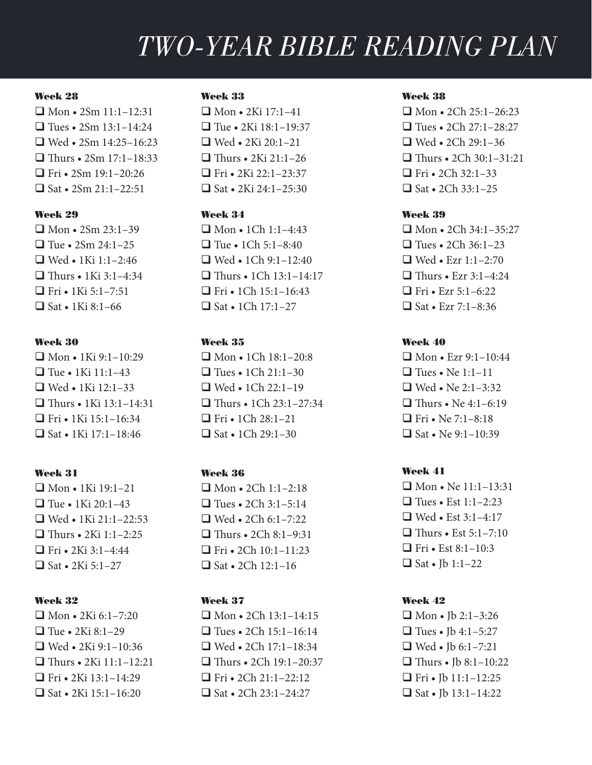# TWO-YEAR BIBLE READING PLAN

### Week 28

- ☐ Mon • 2Sm 11:1–12:31
- ☐ Tues • 2Sm 13:1–14:24
- ☐ Wed • 2Sm 14:25–16:23
- ☐ Thurs • 2Sm 17:1–18:33
- ☐ Fri • 2Sm 19:1–20:26
- ☐ Sat • 2Sm 21:1–22:51

### Week 29

- ☐ Mon • 2Sm 23:1–39
- ☐ Tue • 2Sm 24:1–25
- ☐ Wed • 1Ki 1:1–2:46
- ☐ Thurs • 1Ki 3:1–4:34
- ☐ Fri • 1Ki 5:1–7:51
- ☐ Sat • 1Ki 8:1–66

### Week 30

- ☐ Mon • 1Ki 9:1–10:29
- ☐ Tue • 1Ki 11:1–43
- ☐ Wed • 1Ki 12:1–33
- ☐ Thurs • 1Ki 13:1–14:31
- ☐ Fri • 1Ki 15:1–16:34
- ☐ Sat • 1Ki 17:1–18:46

### Week 31

- ☐ Mon • 1Ki 19:1–21
- ☐ Tue • 1Ki 20:1–43
- ☐ Wed • 1Ki 21:1–22:53
- ☐ Thurs • 2Ki 1:1–2:25
- ☐ Fri • 2Ki 3:1–4:44
- ☐ Sat • 2Ki 5:1–27

### Week 32

- ☐ Mon • 2Ki 6:1–7:20
- ☐ Tue • 2Ki 8:1–29
- ☐ Wed • 2Ki 9:1–10:36
- ☐ Thurs • 2Ki 11:1–12:21
- ☐ Fri • 2Ki 13:1–14:29
- ☐ Sat • 2Ki 15:1–16:20

### Week 33

- ☐ Mon • 2Ki 17:1–41
- ☐ Tue • 2Ki 18:1–19:37
- ☐ Wed • 2Ki 20:1–21
- ☐ Thurs • 2Ki 21:1–26
- ☐ Fri • 2Ki 22:1–23:37
- ☐ Sat • 2Ki 24:1–25:30

### Week 34

- ☐ Mon • 1Ch 1:1–4:43
- ☐ Tue • 1Ch 5:1–8:40
- ☐ Wed • 1Ch 9:1–12:40
- ☐ Thurs • 1Ch 13:1–14:17
- ☐ Fri • 1Ch 15:1–16:43
- ☐ Sat • 1Ch 17:1–27

### Week 35

- ☐ Mon • 1Ch 18:1–20:8
- ☐ Tues • 1Ch 21:1–30
- ☐ Wed • 1Ch 22:1–19
- ☐ Thurs • 1Ch 23:1–27:34
- ☐ Fri • 1Ch 28:1–21
- ☐ Sat • 1Ch 29:1–30

### Week 36

- ☐ Mon • 2Ch 1:1–2:18
- ☐ Tues • 2Ch 3:1–5:14
- ☐ Wed • 2Ch 6:1–7:22
- ☐ Thurs • 2Ch 8:1–9:31
- ☐ Fri • 2Ch 10:1–11:23
- ☐ Sat • 2Ch 12:1–16

### Week 37

- ☐ Mon • 2Ch 13:1–14:15
- ☐ Tues • 2Ch 15:1–16:14
- ☐ Wed • 2Ch 17:1–18:34
- ☐ Thurs • 2Ch 19:1–20:37
- ☐ Fri • 2Ch 21:1–22:12
- ☐ Sat • 2Ch 23:1–24:27

### Week 38

- ☐ Mon • 2Ch 25:1–26:23
- ☐ Tues • 2Ch 27:1–28:27
- ☐ Wed • 2Ch 29:1–36
- ☐ Thurs • 2Ch 30:1–31:21
- ☐ Fri • 2Ch 32:1–33
- ☐ Sat • 2Ch 33:1–25

### Week 39

- ☐ Mon • 2Ch 34:1–35:27
- ☐ Tues • 2Ch 36:1–23
- ☐ Wed • Ezr 1:1–2:70
- ☐ Thurs • Ezr 3:1–4:24
- ☐ Fri • Ezr 5:1–6:22
- ☐ Sat • Ezr 7:1–8:36

### Week 40

- ☐ Mon • Ezr 9:1–10:44
- ☐ Tues • Ne 1:1–11
- ☐ Wed • Ne 2:1–3:32
- ☐ Thurs • Ne 4:1–6:19
- ☐ Fri • Ne 7:1–8:18
- ☐ Sat • Ne 9:1–10:39

### Week 41

- ☐ Mon • Ne 11:1–13:31
- ☐ Tues • Est 1:1–2:23
- ☐ Wed • Est 3:1–4:17
- ☐ Thurs • Est 5:1–7:10
- ☐ Fri • Est 8:1–10:3
- ☐ Sat • Jb 1:1–22

### Week 42

- ☐ Mon • Jb 2:1–3:26
- ☐ Tues • Jb 4:1–5:27
- ☐ Wed • Jb 6:1–7:21
- ☐ Thurs • Jb 8:1–10:22
- ☐ Fri • Jb 11:1–12:25
- ☐ Sat • Jb 13:1–14:22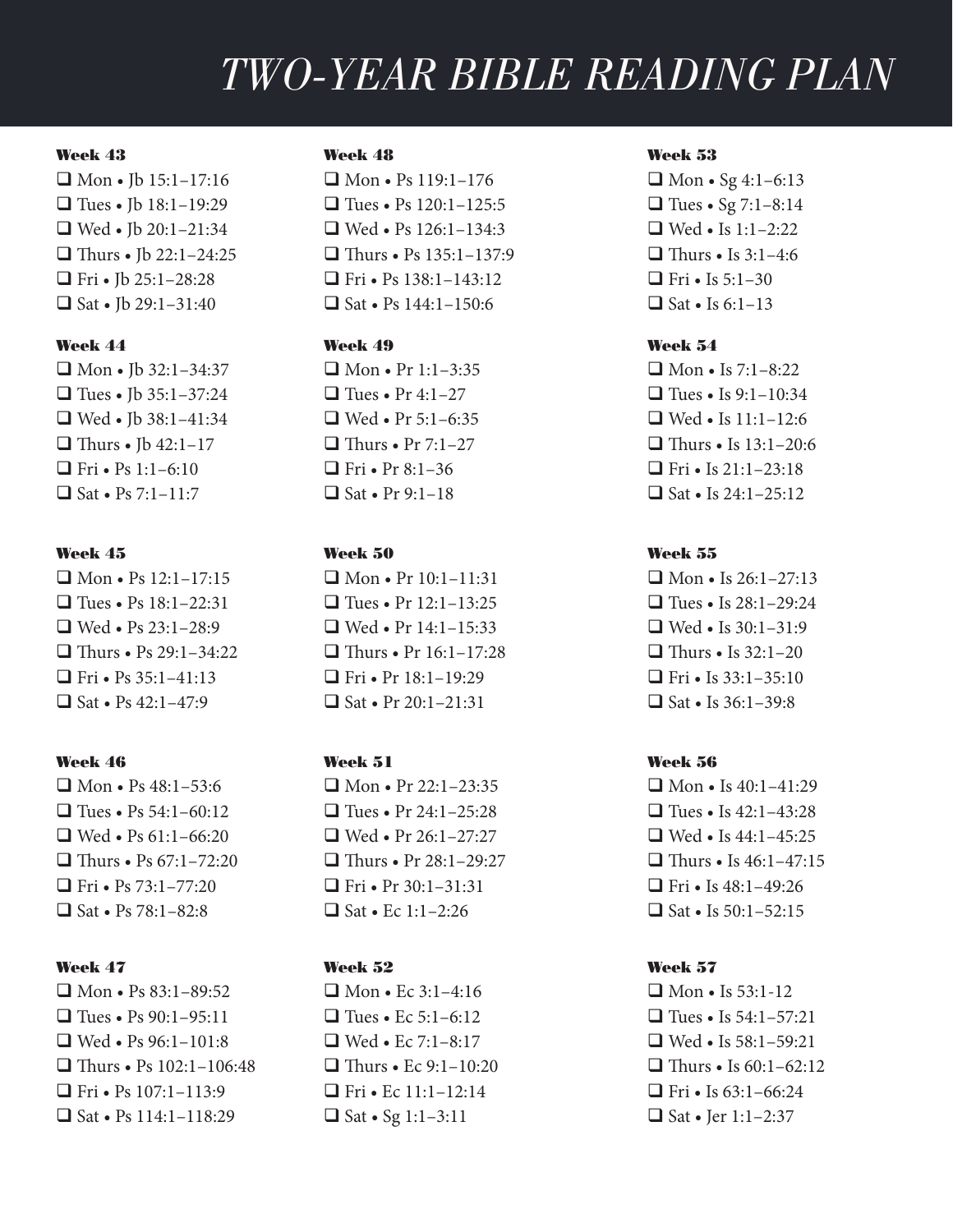# TWO-YEAR BIBLE READING PLAN

### Week 43
- ❑ Mon • Jb 15:1–17:16
- ❑ Tues • Jb 18:1–19:29
- ❑ Wed • Jb 20:1–21:34
- ❑ Thurs • Jb 22:1–24:25
- ❑ Fri • Jb 25:1–28:28
- ❑ Sat • Jb 29:1–31:40

### Week 44
- ❑ Mon • Jb 32:1–34:37
- ❑ Tues • Jb 35:1–37:24
- ❑ Wed • Jb 38:1–41:34
- ❑ Thurs • Jb 42:1–17
- ❑ Fri • Ps 1:1–6:10
- ❑ Sat • Ps 7:1–11:7

### Week 45
- ❑ Mon • Ps 12:1–17:15
- ❑ Tues • Ps 18:1–22:31
- ❑ Wed • Ps 23:1–28:9
- ❑ Thurs • Ps 29:1–34:22
- ❑ Fri • Ps 35:1–41:13
- ❑ Sat • Ps 42:1–47:9

### Week 46
- ❑ Mon • Ps 48:1–53:6
- ❑ Tues • Ps 54:1–60:12
- ❑ Wed • Ps 61:1–66:20
- ❑ Thurs • Ps 67:1–72:20
- ❑ Fri • Ps 73:1–77:20
- ❑ Sat • Ps 78:1–82:8

### Week 47
- ❑ Mon • Ps 83:1–89:52
- ❑ Tues • Ps 90:1–95:11
- ❑ Wed • Ps 96:1–101:8
- ❑ Thurs • Ps 102:1–106:48
- ❑ Fri • Ps 107:1–113:9
- ❑ Sat • Ps 114:1–118:29

### Week 48
- ❑ Mon • Ps 119:1–176
- ❑ Tues • Ps 120:1–125:5
- ❑ Wed • Ps 126:1–134:3
- ❑ Thurs • Ps 135:1–137:9
- ❑ Fri • Ps 138:1–143:12
- ❑ Sat • Ps 144:1–150:6

### Week 49
- ❑ Mon • Pr 1:1–3:35
- ❑ Tues • Pr 4:1–27
- ❑ Wed • Pr 5:1–6:35
- ❑ Thurs • Pr 7:1–27
- ❑ Fri • Pr 8:1–36
- ❑ Sat • Pr 9:1–18

### Week 50
- ❑ Mon • Pr 10:1–11:31
- ❑ Tues • Pr 12:1–13:25
- ❑ Wed • Pr 14:1–15:33
- ❑ Thurs • Pr 16:1–17:28
- ❑ Fri • Pr 18:1–19:29
- ❑ Sat • Pr 20:1–21:31

### Week 51
- ❑ Mon • Pr 22:1–23:35
- ❑ Tues • Pr 24:1–25:28
- ❑ Wed • Pr 26:1–27:27
- ❑ Thurs • Pr 28:1–29:27
- ❑ Fri • Pr 30:1–31:31
- ❑ Sat • Ec 1:1–2:26

### Week 52
- ❑ Mon • Ec 3:1–4:16
- ❑ Tues • Ec 5:1–6:12
- ❑ Wed • Ec 7:1–8:17
- ❑ Thurs • Ec 9:1–10:20
- ❑ Fri • Ec 11:1–12:14
- ❑ Sat • Sg 1:1–3:11

### Week 53
- ❑ Mon • Sg 4:1–6:13
- ❑ Tues • Sg 7:1–8:14
- ❑ Wed • Is 1:1–2:22
- ❑ Thurs • Is 3:1–4:6
- ❑ Fri • Is 5:1–30
- ❑ Sat • Is 6:1–13

### Week 54
- ❑ Mon • Is 7:1–8:22
- ❑ Tues • Is 9:1–10:34
- ❑ Wed • Is 11:1–12:6
- ❑ Thurs • Is 13:1–20:6
- ❑ Fri • Is 21:1–23:18
- ❑ Sat • Is 24:1–25:12

### Week 55
- ❑ Mon • Is 26:1–27:13
- ❑ Tues • Is 28:1–29:24
- ❑ Wed • Is 30:1–31:9
- ❑ Thurs • Is 32:1–20
- ❑ Fri • Is 33:1–35:10
- ❑ Sat • Is 36:1–39:8

### Week 56
- ❑ Mon • Is 40:1–41:29
- ❑ Tues • Is 42:1–43:28
- ❑ Wed • Is 44:1–45:25
- ❑ Thurs • Is 46:1–47:15
- ❑ Fri • Is 48:1–49:26
- ❑ Sat • Is 50:1–52:15

### Week 57
- ❑ Mon • Is 53:1-12
- ❑ Tues • Is 54:1–57:21
- ❑ Wed • Is 58:1–59:21
- ❑ Thurs • Is 60:1–62:12
- ❑ Fri • Is 63:1–66:24
- ❑ Sat • Jer 1:1–2:37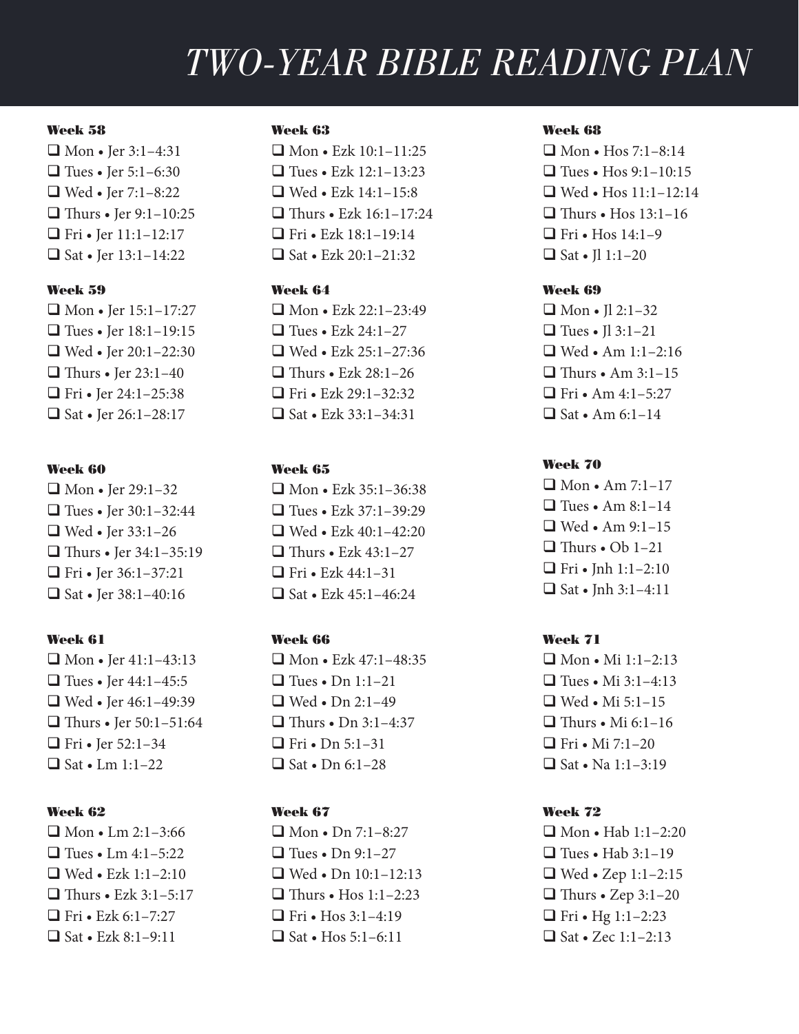# TWO-YEAR BIBLE READING PLAN

### Week 58

- ❑ Mon • Jer 3:1–4:31
- ❑ Tues • Jer 5:1–6:30
- ❑ Wed • Jer 7:1–8:22
- ❑ Thurs • Jer 9:1–10:25
- ❑ Fri • Jer 11:1–12:17
- ❑ Sat • Jer 13:1–14:22

### Week 59

- ❑ Mon • Jer 15:1–17:27
- ❑ Tues • Jer 18:1–19:15
- ❑ Wed • Jer 20:1–22:30
- ❑ Thurs • Jer 23:1–40
- ❑ Fri • Jer 24:1–25:38
- ❑ Sat • Jer 26:1–28:17

### Week 60

- ❑ Mon • Jer 29:1–32
- ❑ Tues • Jer 30:1–32:44
- ❑ Wed • Jer 33:1–26
- ❑ Thurs • Jer 34:1–35:19
- ❑ Fri • Jer 36:1–37:21
- ❑ Sat • Jer 38:1–40:16

### Week 61

- ❑ Mon • Jer 41:1–43:13
- ❑ Tues • Jer 44:1–45:5
- ❑ Wed • Jer 46:1–49:39
- ❑ Thurs • Jer 50:1–51:64
- ❑ Fri • Jer 52:1–34
- ❑ Sat • Lm 1:1–22

### Week 62

- ❑ Mon • Lm 2:1–3:66
- ❑ Tues • Lm 4:1–5:22
- ❑ Wed • Ezk 1:1–2:10
- ❑ Thurs • Ezk 3:1–5:17
- ❑ Fri • Ezk 6:1–7:27
- ❑ Sat • Ezk 8:1–9:11

### Week 63

- ❑ Mon • Ezk 10:1–11:25
- ❑ Tues • Ezk 12:1–13:23
- ❑ Wed • Ezk 14:1–15:8
- ❑ Thurs • Ezk 16:1–17:24
- ❑ Fri • Ezk 18:1–19:14
- ❑ Sat • Ezk 20:1–21:32

### Week 64

- ❑ Mon • Ezk 22:1–23:49
- ❑ Tues • Ezk 24:1–27
- ❑ Wed • Ezk 25:1–27:36
- ❑ Thurs • Ezk 28:1–26
- ❑ Fri • Ezk 29:1–32:32
- ❑ Sat • Ezk 33:1–34:31

### Week 65

- ❑ Mon • Ezk 35:1–36:38
- ❑ Tues • Ezk 37:1–39:29
- ❑ Wed • Ezk 40:1–42:20
- ❑ Thurs • Ezk 43:1–27
- ❑ Fri • Ezk 44:1–31
- ❑ Sat • Ezk 45:1–46:24

### Week 66

- ❑ Mon • Ezk 47:1–48:35
- ❑ Tues • Dn 1:1–21
- ❑ Wed • Dn 2:1–49
- ❑ Thurs • Dn 3:1–4:37
- ❑ Fri • Dn 5:1–31
- ❑ Sat • Dn 6:1–28

### Week 67

- ❑ Mon • Dn 7:1–8:27
- ❑ Tues • Dn 9:1–27
- ❑ Wed • Dn 10:1–12:13
- ❑ Thurs • Hos 1:1–2:23
- ❑ Fri • Hos 3:1–4:19
- ❑ Sat • Hos 5:1–6:11

### Week 68

- ❑ Mon • Hos 7:1–8:14
- ❑ Tues • Hos 9:1–10:15
- ❑ Wed • Hos 11:1–12:14
- ❑ Thurs • Hos 13:1–16
- ❑ Fri • Hos 14:1–9
- ❑ Sat • Jl 1:1–20

### Week 69

- ❑ Mon • Jl 2:1–32
- ❑ Tues • Jl 3:1–21
- ❑ Wed • Am 1:1–2:16
- ❑ Thurs • Am 3:1–15
- ❑ Fri • Am 4:1–5:27
- ❑ Sat • Am 6:1–14

### Week 70

- ❑ Mon • Am 7:1–17
- ❑ Tues • Am 8:1–14
- ❑ Wed • Am 9:1–15
- ❑ Thurs • Ob 1–21
- ❑ Fri • Jnh 1:1–2:10
- ❑ Sat • Jnh 3:1–4:11

### Week 71

- ❑ Mon • Mi 1:1–2:13
- ❑ Tues • Mi 3:1–4:13
- ❑ Wed • Mi 5:1–15
- ❑ Thurs • Mi 6:1–16
- ❑ Fri • Mi 7:1–20
- ❑ Sat • Na 1:1–3:19

### Week 72

- ❑ Mon • Hab 1:1–2:20
- ❑ Tues • Hab 3:1–19
- ❑ Wed • Zep 1:1–2:15
- ❑ Thurs • Zep 3:1–20
- ❑ Fri • Hg 1:1–2:23
- ❑ Sat • Zec 1:1–2:13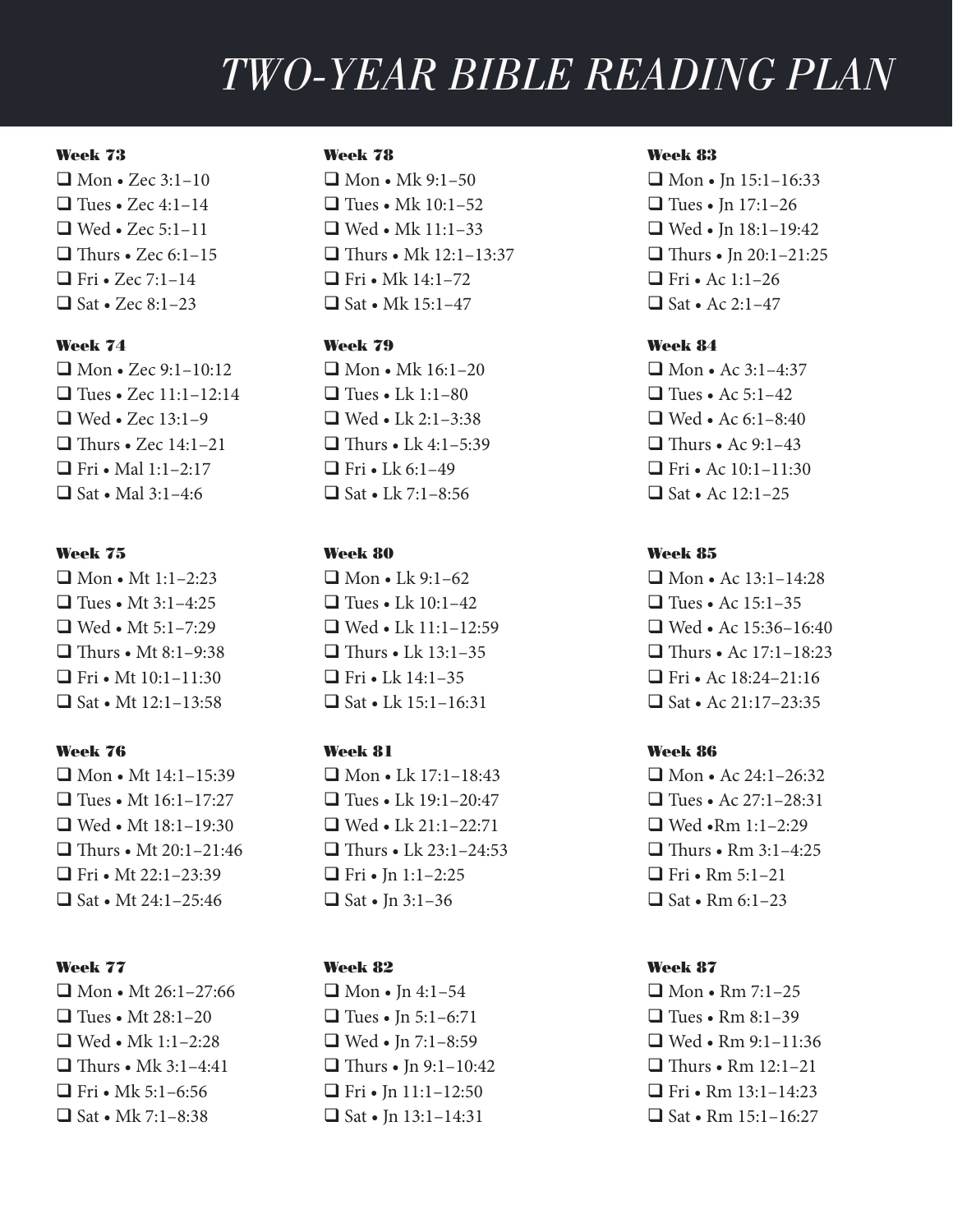# TWO-YEAR BIBLE READING PLAN

**Week 73**

- ❑ Mon • Zec 3:1–10
- ❑ Tues • Zec 4:1–14
- ❑ Wed • Zec 5:1–11
- ❑ Thurs • Zec 6:1–15
- ❑ Fri • Zec 7:1–14
- ❑ Sat • Zec 8:1–23

**Week 74**

- ❑ Mon • Zec 9:1–10:12
- ❑ Tues • Zec 11:1–12:14
- ❑ Wed • Zec 13:1–9
- ❑ Thurs • Zec 14:1–21
- ❑ Fri • Mal 1:1–2:17
- ❑ Sat • Mal 3:1–4:6

**Week 75**

- ❑ Mon • Mt 1:1–2:23
- ❑ Tues • Mt 3:1–4:25
- ❑ Wed • Mt 5:1–7:29
- ❑ Thurs • Mt 8:1–9:38
- ❑ Fri • Mt 10:1–11:30
- ❑ Sat • Mt 12:1–13:58

**Week 76**

- ❑ Mon • Mt 14:1–15:39
- ❑ Tues • Mt 16:1–17:27
- ❑ Wed • Mt 18:1–19:30
- ❑ Thurs • Mt 20:1–21:46
- ❑ Fri • Mt 22:1–23:39
- ❑ Sat • Mt 24:1–25:46

**Week 77**

- ❑ Mon • Mt 26:1–27:66
- ❑ Tues • Mt 28:1–20
- ❑ Wed • Mk 1:1–2:28
- ❑ Thurs • Mk 3:1–4:41
- ❑ Fri • Mk 5:1–6:56
- ❑ Sat • Mk 7:1–8:38

**Week 78**

- ❑ Mon • Mk 9:1–50
- ❑ Tues • Mk 10:1–52
- ❑ Wed • Mk 11:1–33
- ❑ Thurs • Mk 12:1–13:37
- ❑ Fri • Mk 14:1–72
- ❑ Sat • Mk 15:1–47

**Week 79**

- ❑ Mon • Mk 16:1–20
- ❑ Tues • Lk 1:1–80
- ❑ Wed • Lk 2:1–3:38
- ❑ Thurs • Lk 4:1–5:39
- ❑ Fri • Lk 6:1–49
- ❑ Sat • Lk 7:1–8:56

**Week 80**

- ❑ Mon • Lk 9:1–62
- ❑ Tues • Lk 10:1–42
- ❑ Wed • Lk 11:1–12:59
- ❑ Thurs • Lk 13:1–35
- ❑ Fri • Lk 14:1–35
- ❑ Sat • Lk 15:1–16:31

**Week 81**

- ❑ Mon • Lk 17:1–18:43
- ❑ Tues • Lk 19:1–20:47
- ❑ Wed • Lk 21:1–22:71
- ❑ Thurs • Lk 23:1–24:53
- ❑ Fri • Jn 1:1–2:25
- ❑ Sat • Jn 3:1–36

**Week 82**

- ❑ Mon • Jn 4:1–54
- ❑ Tues • Jn 5:1–6:71
- ❑ Wed • Jn 7:1–8:59
- ❑ Thurs • Jn 9:1–10:42
- ❑ Fri • Jn 11:1–12:50
- ❑ Sat • Jn 13:1–14:31

**Week 83**

- ❑ Mon • Jn 15:1–16:33
- ❑ Tues • Jn 17:1–26
- ❑ Wed • Jn 18:1–19:42
- ❑ Thurs • Jn 20:1–21:25
- ❑ Fri • Ac 1:1–26
- ❑ Sat • Ac 2:1–47

**Week 84**

- ❑ Mon • Ac 3:1–4:37
- ❑ Tues • Ac 5:1–42
- ❑ Wed • Ac 6:1–8:40
- ❑ Thurs • Ac 9:1–43
- ❑ Fri • Ac 10:1–11:30
- ❑ Sat • Ac 12:1–25

**Week 85**

- ❑ Mon • Ac 13:1–14:28
- ❑ Tues • Ac 15:1–35
- ❑ Wed • Ac 15:36–16:40
- ❑ Thurs • Ac 17:1–18:23
- ❑ Fri • Ac 18:24–21:16
- ❑ Sat • Ac 21:17–23:35

**Week 86**

- ❑ Mon • Ac 24:1–26:32
- ❑ Tues • Ac 27:1–28:31
- ❑ Wed •Rm 1:1–2:29
- ❑ Thurs • Rm 3:1–4:25
- ❑ Fri • Rm 5:1–21
- ❑ Sat • Rm 6:1–23

**Week 87**

- ❑ Mon • Rm 7:1–25
- ❑ Tues • Rm 8:1–39
- ❑ Wed • Rm 9:1–11:36
- ❑ Thurs • Rm 12:1–21
- ❑ Fri • Rm 13:1–14:23
- ❑ Sat • Rm 15:1–16:27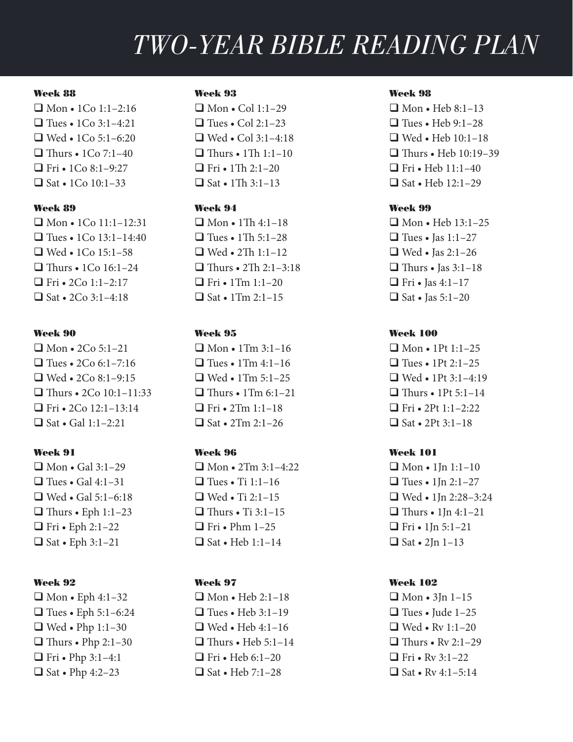# TWO-YEAR BIBLE READING PLAN

**Week 88**
- ❑ Mon • 1Co 1:1–2:16
- ❑ Tues • 1Co 3:1–4:21
- ❑ Wed • 1Co 5:1–6:20
- ❑ Thurs • 1Co 7:1–40
- ❑ Fri • 1Co 8:1–9:27
- ❑ Sat • 1Co 10:1–33

**Week 89**
- ❑ Mon • 1Co 11:1–12:31
- ❑ Tues • 1Co 13:1–14:40
- ❑ Wed • 1Co 15:1–58
- ❑ Thurs • 1Co 16:1–24
- ❑ Fri • 2Co 1:1–2:17
- ❑ Sat • 2Co 3:1–4:18

**Week 90**
- ❑ Mon • 2Co 5:1–21
- ❑ Tues • 2Co 6:1–7:16
- ❑ Wed • 2Co 8:1–9:15
- ❑ Thurs • 2Co 10:1–11:33
- ❑ Fri • 2Co 12:1–13:14
- ❑ Sat • Gal 1:1–2:21

**Week 91**
- ❑ Mon • Gal 3:1–29
- ❑ Tues • Gal 4:1–31
- ❑ Wed • Gal 5:1–6:18
- ❑ Thurs • Eph 1:1–23
- ❑ Fri • Eph 2:1–22
- ❑ Sat • Eph 3:1–21

**Week 92**
- ❑ Mon • Eph 4:1–32
- ❑ Tues • Eph 5:1–6:24
- ❑ Wed • Php 1:1–30
- ❑ Thurs • Php 2:1–30
- ❑ Fri • Php 3:1–4:1
- ❑ Sat • Php 4:2–23

**Week 93**
- ❑ Mon • Col 1:1–29
- ❑ Tues • Col 2:1–23
- ❑ Wed • Col 3:1–4:18
- ❑ Thurs • 1Th 1:1–10
- ❑ Fri • 1Th 2:1–20
- ❑ Sat • 1Th 3:1–13

**Week 94**
- ❑ Mon • 1Th 4:1–18
- ❑ Tues • 1Th 5:1–28
- ❑ Wed • 2Th 1:1–12
- ❑ Thurs • 2Th 2:1–3:18
- ❑ Fri • 1Tm 1:1–20
- ❑ Sat • 1Tm 2:1–15

**Week 95**
- ❑ Mon • 1Tm 3:1–16
- ❑ Tues • 1Tm 4:1–16
- ❑ Wed • 1Tm 5:1–25
- ❑ Thurs • 1Tm 6:1–21
- ❑ Fri • 2Tm 1:1–18
- ❑ Sat • 2Tm 2:1–26

**Week 96**
- ❑ Mon • 2Tm 3:1–4:22
- ❑ Tues • Ti 1:1–16
- ❑ Wed • Ti 2:1–15
- ❑ Thurs • Ti 3:1–15
- ❑ Fri • Phm 1–25
- ❑ Sat • Heb 1:1–14

**Week 97**
- ❑ Mon • Heb 2:1–18
- ❑ Tues • Heb 3:1–19
- ❑ Wed • Heb 4:1–16
- ❑ Thurs • Heb 5:1–14
- ❑ Fri • Heb 6:1–20
- ❑ Sat • Heb 7:1–28

**Week 98**
- ❑ Mon • Heb 8:1–13
- ❑ Tues • Heb 9:1–28
- ❑ Wed • Heb 10:1–18
- ❑ Thurs • Heb 10:19–39
- ❑ Fri • Heb 11:1–40
- ❑ Sat • Heb 12:1–29

**Week 99**
- ❑ Mon • Heb 13:1–25
- ❑ Tues • Jas 1:1–27
- ❑ Wed • Jas 2:1–26
- ❑ Thurs • Jas 3:1–18
- ❑ Fri • Jas 4:1–17
- ❑ Sat • Jas 5:1–20

**Week 100**
- ❑ Mon • 1Pt 1:1–25
- ❑ Tues • 1Pt 2:1–25
- ❑ Wed • 1Pt 3:1–4:19
- ❑ Thurs • 1Pt 5:1–14
- ❑ Fri • 2Pt 1:1–2:22
- ❑ Sat • 2Pt 3:1–18

**Week 101**
- ❑ Mon • 1Jn 1:1–10
- ❑ Tues • 1Jn 2:1–27
- ❑ Wed • 1Jn 2:28–3:24
- ❑ Thurs • 1Jn 4:1–21
- ❑ Fri • 1Jn 5:1–21
- ❑ Sat • 2Jn 1–13

**Week 102**
- ❑ Mon • 3Jn 1–15
- ❑ Tues • Jude 1–25
- ❑ Wed • Rv 1:1–20
- ❑ Thurs • Rv 2:1–29
- ❑ Fri • Rv 3:1–22
- ❑ Sat • Rv 4:1–5:14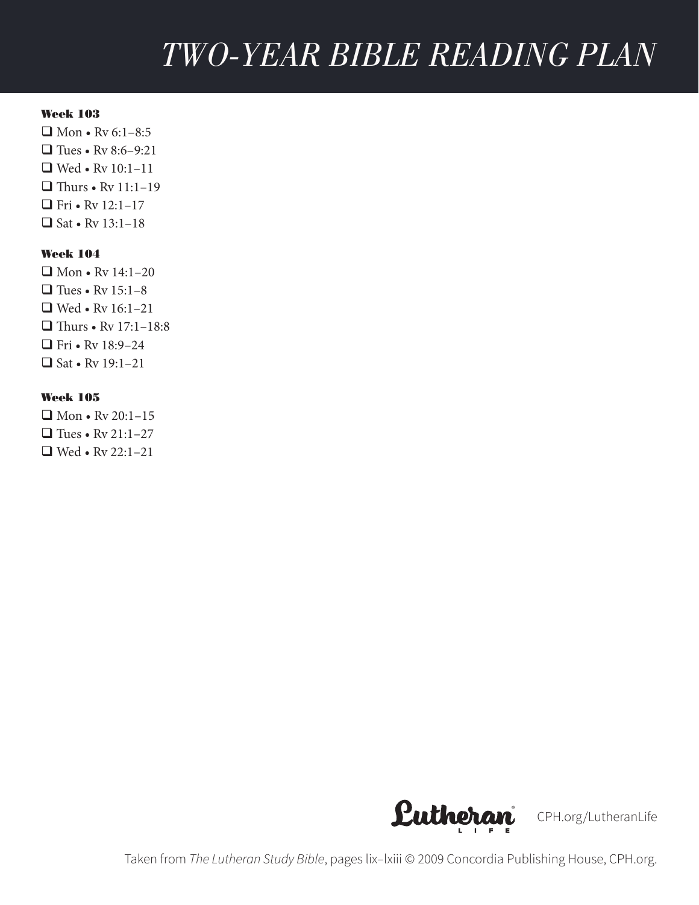# TWO-YEAR BIBLE READING PLAN

**Week 103**

- ❑ Mon • Rv 6:1–8:5
- ❑ Tues • Rv 8:6–9:21
- ❑ Wed • Rv 10:1–11
- ❑ Thurs • Rv 11:1–19
- ❑ Fri • Rv 12:1–17
- ❑ Sat • Rv 13:1–18

**Week 104**

- ❑ Mon • Rv 14:1–20
- ❑ Tues • Rv 15:1–8
- ❑ Wed • Rv 16:1–21
- ❑ Thurs • Rv 17:1–18:8
- ❑ Fri • Rv 18:9–24
- ❑ Sat • Rv 19:1–21

**Week 105**

- ❑ Mon • Rv 20:1–15
- ❑ Tues • Rv 21:1–27
- ❑ Wed • Rv 22:1–21

Lutheran LIFE CPH.org/LutheranLife

Taken from *The Lutheran Study Bible*, pages lix–lxiii © 2009 Concordia Publishing House, CPH.org.